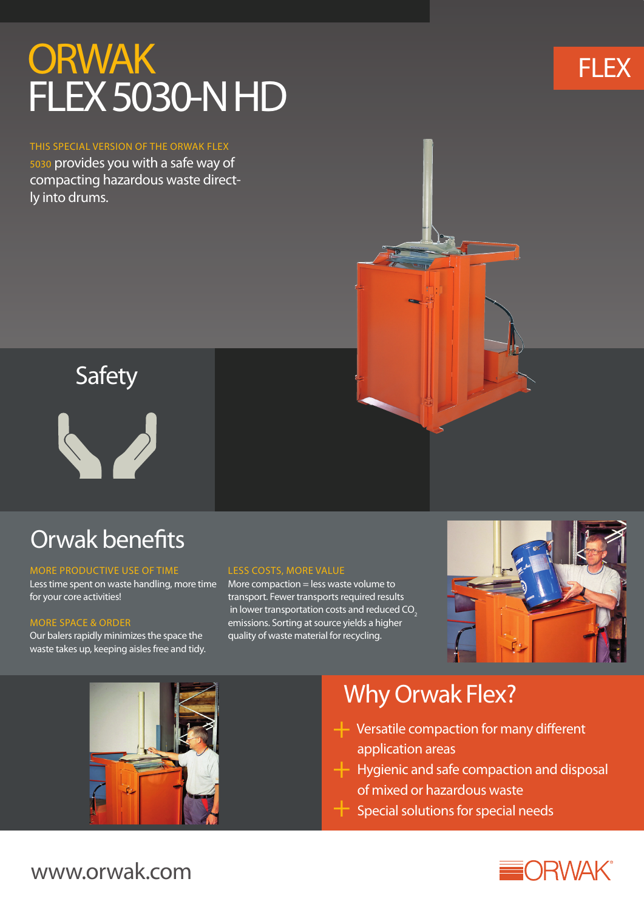# ORWAK FLEX 5030-N HD

FLEX

THIS SPECIAL VERSION OF THE ORWAK FLEX 5030 provides you with a safe way of compacting hazardous waste directly into drums.

## Safety

## Orwak benefits

MORE PRODUCTIVE USE OF TIME

Less time spent on waste handling, more time for your core activities!

MORE SPACE & ORDER

Our balers rapidly minimizes the space the waste takes up, keeping aisles free and tidy.

LESS COSTS, MORE VALUE

More compaction = less waste volume to transport. Fewer transports required results in lower transportation costs and reduced $CO_2$ emissions. Sorting at source yields a higher quality of waste material for recycling.

## Why Orwak Flex?

- Versatile compaction for many different application areas
- Hygienic and safe compaction and disposal of mixed or hazardous waste
- Special solutions for special needs

www.orwak.com

ORWAK®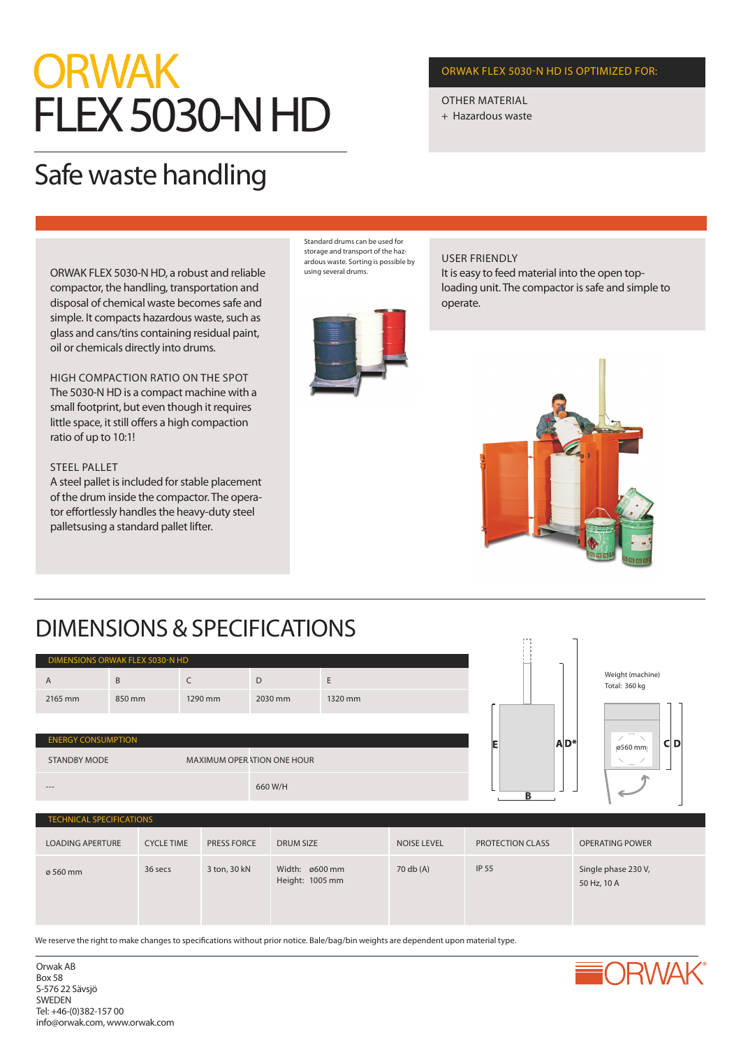# ORWAK
# FLEX 5030-N HD

## Safe waste handling

ORWAK FLEX 5030-N HD IS OPTIMIZED FOR:

OTHER MATERIAL
+ Hazardous waste

ORWAK FLEX 5030-N HD, a robust and reliable compactor, the handling, transportation and disposal of chemical waste becomes safe and simple. It compacts hazardous waste, such as glass and cans/tins containing residual paint, oil or chemicals directly into drums.

HIGH COMPACTION RATIO ON THE SPOT
The 5030-N HD is a compact machine with a small footprint, but even though it requires little space, it still offers a high compaction ratio of up to 10:1!

STEEL PALLET
A steel pallet is included for stable placement of the drum inside the compactor. The operator effortlessly handles the heavy-duty steel palletsusing a standard pallet lifter.

Standard drums can be used for storage and transport of the hazardous waste. Sorting is possible by using several drums.

USER FRIENDLY
It is easy to feed material into the open top-loading unit. The compactor is safe and simple to operate.

## DIMENSIONS & SPECIFICATIONS

DIMENSIONS ORWAK FLEX 5030-N HD

| A | B | C | D | E |
|---|---|---|---|---|
| 2165 mm | 850 mm | 1290 mm | 2030 mm | 1320 mm |

ENERGY CONSUMPTION

| STANDBY MODE | MAXIMUM OPERATION ONE HOUR |
|---|---|
| --- | 660 W/H |

Weight (machine)
Total: 360 kg

E
A
D*
B
ø560 mm
C
D

TECHNICAL SPECIFICATIONS

| LOADING APERTURE | CYCLE TIME | PRESS FORCE | DRUM SIZE | NOISE LEVEL | PROTECTION CLASS | OPERATING POWER |
|---|---|---|---|---|---|---|
| ø 560 mm | 36 secs | 3 ton, 30 kN | Width: ø600 mm<br>Height: 1005 mm | 70 db (A) | IP 55 | Single phase 230 V,<br>50 Hz, 10 A |

We reserve the right to make changes to specifications without prior notice. Bale/bag/bin weights are dependent upon material type.

Orwak AB
Box 58
S-576 22 Sävsjö
SWEDEN
Tel: +46-(0)382-157 00
info@orwak.com, www.orwak.com

ORWAK®